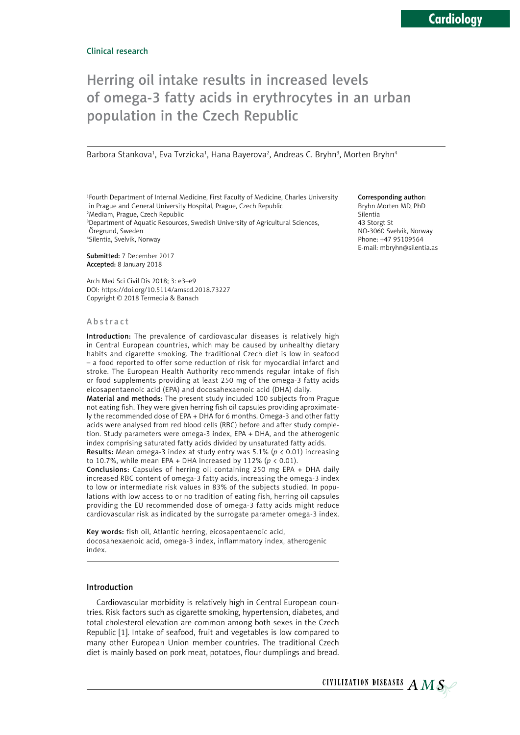Cardiology

Clinical research

# Herring oil intake results in increased levels of omega-3 fatty acids in erythrocytes in an urban population in the Czech Republic

Barbora Stankova[1], Eva Tvrzicka[1], Hana Bayerova[2], Andreas C. Bryhn[3], Morten Bryhn[4]

[1]Fourth Department of Internal Medicine, First Faculty of Medicine, Charles University in Prague and General University Hospital, Prague, Czech Republic
[2]Mediam, Prague, Czech Republic
[3]Department of Aquatic Resources, Swedish University of Agricultural Sciences, Öregrund, Sweden
[4]Silentia, Svelvik, Norway

**Submitted:** 7 December 2017
**Accepted:** 8 January 2018

Arch Med Sci Civil Dis 2018; 3: e3–e9
DOI: https://doi.org/10.5114/amscd.2018.73227
Copyright © 2018 Termedia & Banach

**Corresponding author:**
Bryhn Morten MD, PhD
Silentia
43 Storgt St
NO-3060 Svelvik, Norway
Phone: +47 95109564
E-mail: mbryhn@silentia.as

## Abstract

**Introduction:** The prevalence of cardiovascular diseases is relatively high in Central European countries, which may be caused by unhealthy dietary habits and cigarette smoking. The traditional Czech diet is low in seafood – a food reported to offer some reduction of risk for myocardial infarct and stroke. The European Health Authority recommends regular intake of fish or food supplements providing at least 250 mg of the omega-3 fatty acids eicosapentaenoic acid (EPA) and docosahexaenoic acid (DHA) daily.

**Material and methods:** The present study included 100 subjects from Prague not eating fish. They were given herring fish oil capsules providing aproximately the recommended dose of EPA + DHA for 6 months. Omega-3 and other fatty acids were analysed from red blood cells (RBC) before and after study completion. Study parameters were omega-3 index, EPA + DHA, and the atherogenic index comprising saturated fatty acids divided by unsaturated fatty acids.

**Results:** Mean omega-3 index at study entry was 5.1% ($p < 0.01$) increasing to 10.7%, while mean EPA + DHA increased by 112% ($p < 0.01$).

**Conclusions:** Capsules of herring oil containing 250 mg EPA + DHA daily increased RBC content of omega-3 fatty acids, increasing the omega-3 index to low or intermediate risk values in 83% of the subjects studied. In populations with low access to or no tradition of eating fish, herring oil capsules providing the EU recommended dose of omega-3 fatty acids might reduce cardiovascular risk as indicated by the surrogate parameter omega-3 index.

**Key words:** fish oil, Atlantic herring, eicosapentaenoic acid, docosahexaenoic acid, omega-3 index, inflammatory index, atherogenic index.

## Introduction

Cardiovascular morbidity is relatively high in Central European countries. Risk factors such as cigarette smoking, hypertension, diabetes, and total cholesterol elevation are common among both sexes in the Czech Republic [1]. Intake of seafood, fruit and vegetables is low compared to many other European Union member countries. The traditional Czech diet is mainly based on pork meat, potatoes, flour dumplings and bread.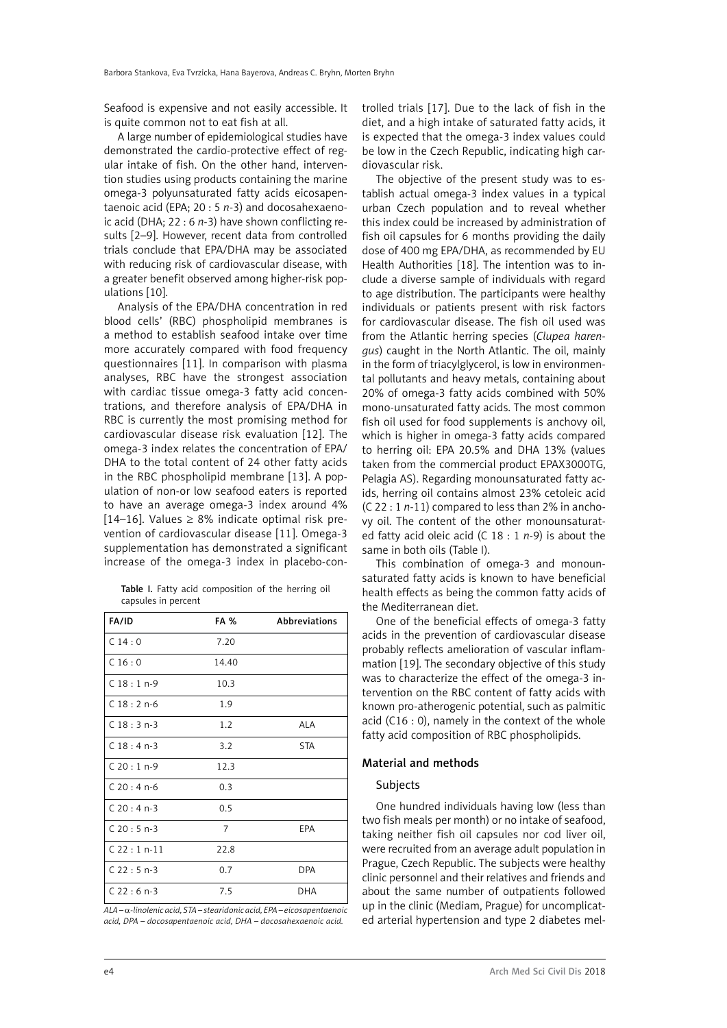Seafood is expensive and not easily accessible. It is quite common not to eat fish at all.

A large number of epidemiological studies have demonstrated the cardio-protective effect of regular intake of fish. On the other hand, intervention studies using products containing the marine omega-3 polyunsaturated fatty acids eicosapentaenoic acid (EPA; 20 : 5 *n*-3) and docosahexaenoic acid (DHA; 22 : 6 *n*-3) have shown conflicting results [2–9]. However, recent data from controlled trials conclude that EPA/DHA may be associated with reducing risk of cardiovascular disease, with a greater benefit observed among higher-risk populations [10].

Analysis of the EPA/DHA concentration in red blood cells' (RBC) phospholipid membranes is a method to establish seafood intake over time more accurately compared with food frequency questionnaires [11]. In comparison with plasma analyses, RBC have the strongest association with cardiac tissue omega-3 fatty acid concentrations, and therefore analysis of EPA/DHA in RBC is currently the most promising method for cardiovascular disease risk evaluation [12]. The omega-3 index relates the concentration of EPA/DHA to the total content of 24 other fatty acids in the RBC phospholipid membrane [13]. A population of non-or low seafood eaters is reported to have an average omega-3 index around 4% [14–16]. Values ≥ 8% indicate optimal risk prevention of cardiovascular disease [11]. Omega-3 supplementation has demonstrated a significant increase of the omega-3 index in placebo-controlled trials [17]. Due to the lack of fish in the diet, and a high intake of saturated fatty acids, it is expected that the omega-3 index values could be low in the Czech Republic, indicating high cardiovascular risk.

**Table I.** Fatty acid composition of the herring oil capsules in percent

| FA/ID | FA % | Abbreviations |
|---|---|---|
| C 14 : 0 | 7.20 | |
| C 16 : 0 | 14.40 | |
| C 18 : 1 n-9 | 10.3 | |
| C 18 : 2 n-6 | 1.9 | |
| C 18 : 3 n-3 | 1.2 | ALA |
| C 18 : 4 n-3 | 3.2 | STA |
| C 20 : 1 n-9 | 12.3 | |
| C 20 : 4 n-6 | 0.3 | |
| C 20 : 4 n-3 | 0.5 | |
| C 20 : 5 n-3 | 7 | EPA |
| C 22 : 1 n-11 | 22.8 | |
| C 22 : 5 n-3 | 0.7 | DPA |
| C 22 : 6 n-3 | 7.5 | DHA |

*ALA – α-linolenic acid, STA – stearidonic acid, EPA – eicosapentaenoic acid, DPA – docosapentaenoic acid, DHA – docosahexaenoic acid.*

The objective of the present study was to establish actual omega-3 index values in a typical urban Czech population and to reveal whether this index could be increased by administration of fish oil capsules for 6 months providing the daily dose of 400 mg EPA/DHA, as recommended by EU Health Authorities [18]. The intention was to include a diverse sample of individuals with regard to age distribution. The participants were healthy individuals or patients present with risk factors for cardiovascular disease. The fish oil used was from the Atlantic herring species (*Clupea harengus*) caught in the North Atlantic. The oil, mainly in the form of triacylglycerol, is low in environmental pollutants and heavy metals, containing about 20% of omega-3 fatty acids combined with 50% mono-unsaturated fatty acids. The most common fish oil used for food supplements is anchovy oil, which is higher in omega-3 fatty acids compared to herring oil: EPA 20.5% and DHA 13% (values taken from the commercial product EPAX3000TG, Pelagia AS). Regarding monounsaturated fatty acids, herring oil contains almost 23% cetoleic acid (C 22 : 1 *n*-11) compared to less than 2% in anchovy oil. The content of the other monounsaturated fatty acid oleic acid (C 18 : 1 *n*-9) is about the same in both oils (Table I).

This combination of omega-3 and monounsaturated fatty acids is known to have beneficial health effects as being the common fatty acids of the Mediterranean diet.

One of the beneficial effects of omega-3 fatty acids in the prevention of cardiovascular disease probably reflects amelioration of vascular inflammation [19]. The secondary objective of this study was to characterize the effect of the omega-3 intervention on the RBC content of fatty acids with known pro-atherogenic potential, such as palmitic acid (C16 : 0), namely in the context of the whole fatty acid composition of RBC phospholipids.

## Material and methods

### Subjects

One hundred individuals having low (less than two fish meals per month) or no intake of seafood, taking neither fish oil capsules nor cod liver oil, were recruited from an average adult population in Prague, Czech Republic. The subjects were healthy clinic personnel and their relatives and friends and about the same number of outpatients followed up in the clinic (Mediam, Prague) for uncomplicated arterial hypertension and type 2 diabetes mel-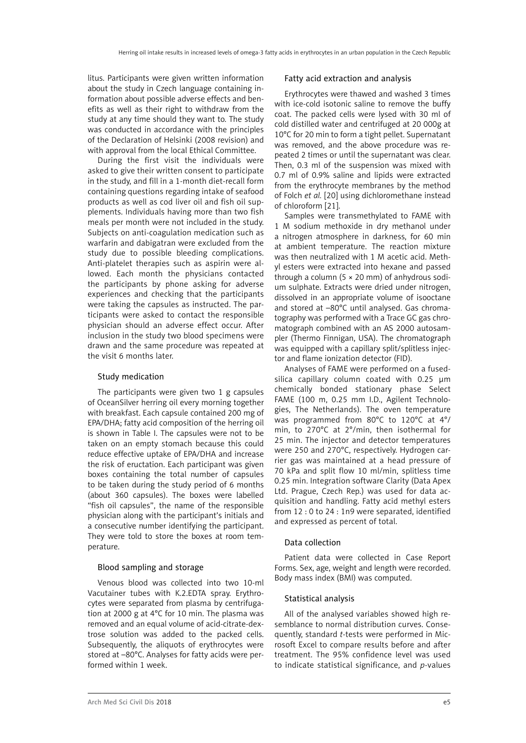litus. Participants were given written information about the study in Czech language containing information about possible adverse effects and benefits as well as their right to withdraw from the study at any time should they want to. The study was conducted in accordance with the principles of the Declaration of Helsinki (2008 revision) and with approval from the local Ethical Committee.

During the first visit the individuals were asked to give their written consent to participate in the study, and fill in a 1-month diet-recall form containing questions regarding intake of seafood products as well as cod liver oil and fish oil supplements. Individuals having more than two fish meals per month were not included in the study. Subjects on anti-coagulation medication such as warfarin and dabigatran were excluded from the study due to possible bleeding complications. Anti-platelet therapies such as aspirin were allowed. Each month the physicians contacted the participants by phone asking for adverse experiences and checking that the participants were taking the capsules as instructed. The participants were asked to contact the responsible physician should an adverse effect occur. After inclusion in the study two blood specimens were drawn and the same procedure was repeated at the visit 6 months later.

### Study medication

The participants were given two 1 g capsules of OceanSilver herring oil every morning together with breakfast. Each capsule contained 200 mg of EPA/DHA; fatty acid composition of the herring oil is shown in Table I. The capsules were not to be taken on an empty stomach because this could reduce effective uptake of EPA/DHA and increase the risk of eructation. Each participant was given boxes containing the total number of capsules to be taken during the study period of 6 months (about 360 capsules). The boxes were labelled "fish oil capsules", the name of the responsible physician along with the participant's initials and a consecutive number identifying the participant. They were told to store the boxes at room temperature.

### Blood sampling and storage

Venous blood was collected into two 10-ml Vacutainer tubes with K.2.EDTA spray. Erythrocytes were separated from plasma by centrifugation at 2000 g at 4°C for 10 min. The plasma was removed and an equal volume of acid-citrate-dextrose solution was added to the packed cells. Subsequently, the aliquots of erythrocytes were stored at –80°C. Analyses for fatty acids were performed within 1 week.

### Fatty acid extraction and analysis

Erythrocytes were thawed and washed 3 times with ice-cold isotonic saline to remove the buffy coat. The packed cells were lysed with 30 ml of cold distilled water and centrifuged at 20 000g at 10°C for 20 min to form a tight pellet. Supernatant was removed, and the above procedure was repeated 2 times or until the supernatant was clear. Then, 0.3 ml of the suspension was mixed with 0.7 ml of 0.9% saline and lipids were extracted from the erythrocyte membranes by the method of Folch *et al.* [20] using dichloromethane instead of chloroform [21].

Samples were transmethylated to FAME with 1 M sodium methoxide in dry methanol under a nitrogen atmosphere in darkness, for 60 min at ambient temperature. The reaction mixture was then neutralized with 1 M acetic acid. Methyl esters were extracted into hexane and passed through a column (5 × 20 mm) of anhydrous sodium sulphate. Extracts were dried under nitrogen, dissolved in an appropriate volume of isooctane and stored at –80°C until analysed. Gas chromatography was performed with a Trace GC gas chromatographer combined with an AS 2000 autosampler (Thermo Finnigan, USA). The chromatograph was equipped with a capillary split/splitless injector and flame ionization detector (FID).

Analyses of FAME were performed on a fused-silica capillary column coated with 0.25 µm chemically bonded stationary phase Select FAME (100 m, 0.25 mm I.D., Agilent Technologies, The Netherlands). The oven temperature was programmed from 80°C to 120°C at 4°/min, to 270°C at 2°/min, then isothermal for 25 min. The injector and detector temperatures were 250 and 270°C, respectively. Hydrogen carrier gas was maintained at a head pressure of 70 kPa and split flow 10 ml/min, splitless time 0.25 min. Integration software Clarity (Data Apex Ltd. Prague, Czech Rep.) was used for data acquisition and handling. Fatty acid methyl esters from 12 : 0 to 24 : 1n9 were separated, identified and expressed as percent of total.

### Data collection

Patient data were collected in Case Report Forms. Sex, age, weight and length were recorded. Body mass index (BMI) was computed.

### Statistical analysis

All of the analysed variables showed high resemblance to normal distribution curves. Consequently, standard *t*-tests were performed in Microsoft Excel to compare results before and after treatment. The 95% confidence level was used to indicate statistical significance, and *p*-values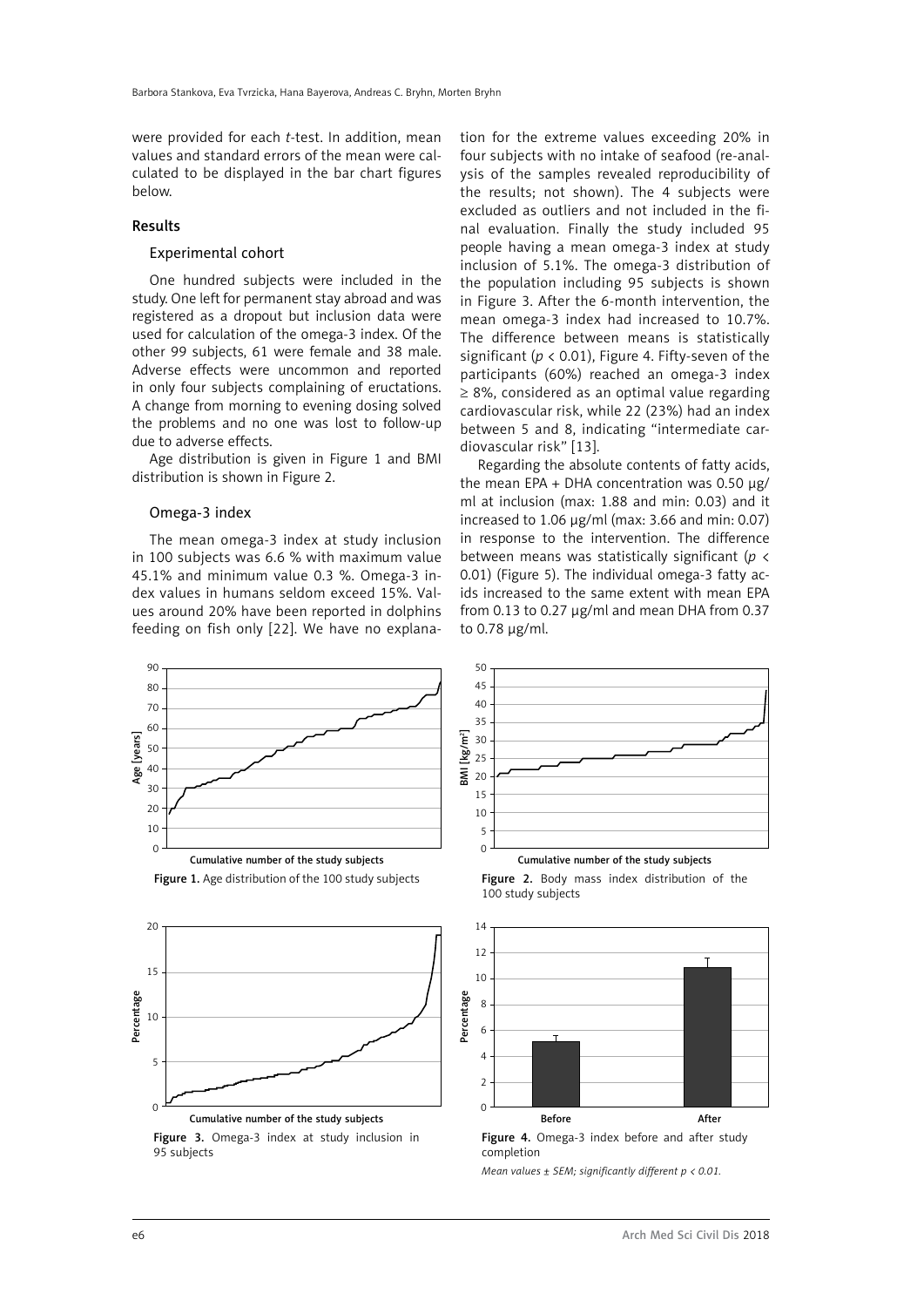were provided for each *t*-test. In addition, mean values and standard errors of the mean were calculated to be displayed in the bar chart figures below.

## Results

### Experimental cohort

One hundred subjects were included in the study. One left for permanent stay abroad and was registered as a dropout but inclusion data were used for calculation of the omega-3 index. Of the other 99 subjects, 61 were female and 38 male. Adverse effects were uncommon and reported in only four subjects complaining of eructations. A change from morning to evening dosing solved the problems and no one was lost to follow-up due to adverse effects.

Age distribution is given in Figure 1 and BMI distribution is shown in Figure 2.

### Omega-3 index

The mean omega-3 index at study inclusion in 100 subjects was 6.6 % with maximum value 45.1% and minimum value 0.3 %. Omega-3 index values in humans seldom exceed 15%. Values around 20% have been reported in dolphins feeding on fish only [22]. We have no explanation for the extreme values exceeding 20% in four subjects with no intake of seafood (re-analysis of the samples revealed reproducibility of the results; not shown). The 4 subjects were excluded as outliers and not included in the final evaluation. Finally the study included 95 people having a mean omega-3 index at study inclusion of 5.1%. The omega-3 distribution of the population including 95 subjects is shown in Figure 3. After the 6-month intervention, the mean omega-3 index had increased to 10.7%. The difference between means is statistically significant ($p < 0.01$), Figure 4. Fifty-seven of the participants (60%) reached an omega-3 index ≥ 8%, considered as an optimal value regarding cardiovascular risk, while 22 (23%) had an index between 5 and 8, indicating "intermediate cardiovascular risk" [13].

Regarding the absolute contents of fatty acids, the mean EPA + DHA concentration was 0.50 μg/ml at inclusion (max: 1.88 and min: 0.03) and it increased to 1.06 μg/ml (max: 3.66 and min: 0.07) in response to the intervention. The difference between means was statistically significant ($p < 0.01$) (Figure 5). The individual omega-3 fatty acids increased to the same extent with mean EPA from 0.13 to 0.27 μg/ml and mean DHA from 0.37 to 0.78 μg/ml.

Age [years]
90
80
70
60
50
40
30
20
10
0
Cumulative number of the study subjects

Figure 1. Age distribution of the 100 study subjects

BMI [kg/m²]
50
45
40
35
30
25
20
15
10
5
0
Cumulative number of the study subjects

Figure 2. Body mass index distribution of the 100 study subjects

Percentage
20
15
10
5
0
Cumulative number of the study subjects

Figure 3. Omega-3 index at study inclusion in 95 subjects

Percentage
14
12
10
8
6
4
2
0
Before
After

Figure 4. Omega-3 index before and after study completion

*Mean values ± SEM; significantly different p < 0.01.*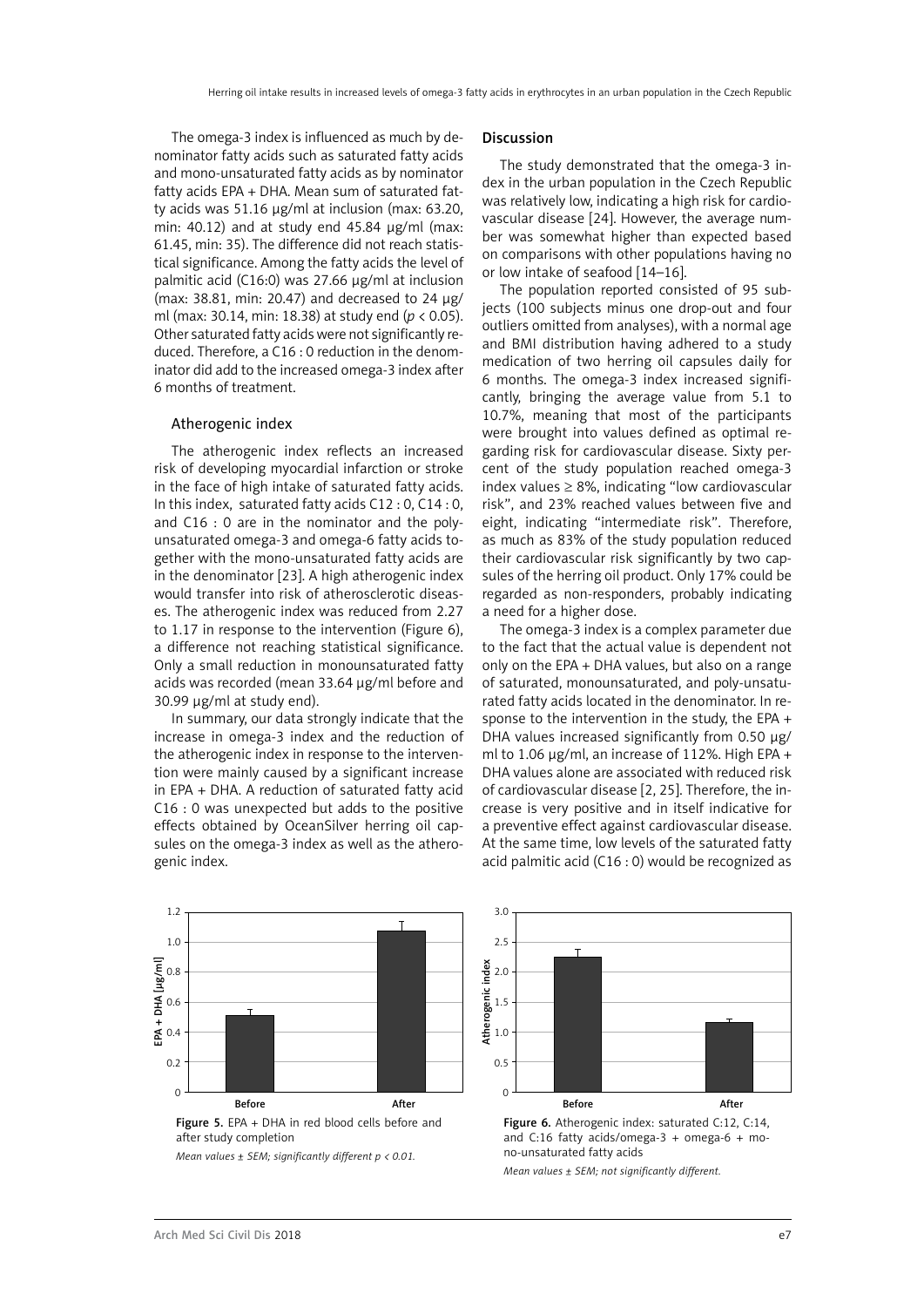The omega-3 index is influenced as much by denominator fatty acids such as saturated fatty acids and mono-unsaturated fatty acids as by nominator fatty acids EPA + DHA. Mean sum of saturated fatty acids was 51.16 µg/ml at inclusion (max: 63.20, min: 40.12) and at study end 45.84 µg/ml (max: 61.45, min: 35). The difference did not reach statistical significance. Among the fatty acids the level of palmitic acid (C16:0) was 27.66 µg/ml at inclusion (max: 38.81, min: 20.47) and decreased to 24 µg/ml (max: 30.14, min: 18.38) at study end ($p < 0.05$). Other saturated fatty acids were not significantly reduced. Therefore, a C16 : 0 reduction in the denominator did add to the increased omega-3 index after 6 months of treatment.

### Atherogenic index

The atherogenic index reflects an increased risk of developing myocardial infarction or stroke in the face of high intake of saturated fatty acids. In this index, saturated fatty acids C12 : 0, C14 : 0, and C16 : 0 are in the nominator and the polyunsaturated omega-3 and omega-6 fatty acids together with the mono-unsaturated fatty acids are in the denominator [23]. A high atherogenic index would transfer into risk of atherosclerotic diseases. The atherogenic index was reduced from 2.27 to 1.17 in response to the intervention (Figure 6), a difference not reaching statistical significance. Only a small reduction in monounsaturated fatty acids was recorded (mean 33.64 µg/ml before and 30.99 µg/ml at study end).

In summary, our data strongly indicate that the increase in omega-3 index and the reduction of the atherogenic index in response to the intervention were mainly caused by a significant increase in EPA + DHA. A reduction of saturated fatty acid C16 : 0 was unexpected but adds to the positive effects obtained by OceanSilver herring oil capsules on the omega-3 index as well as the atherogenic index.

## Discussion

The study demonstrated that the omega-3 index in the urban population in the Czech Republic was relatively low, indicating a high risk for cardiovascular disease [24]. However, the average number was somewhat higher than expected based on comparisons with other populations having no or low intake of seafood [14–16].

The population reported consisted of 95 subjects (100 subjects minus one drop-out and four outliers omitted from analyses), with a normal age and BMI distribution having adhered to a study medication of two herring oil capsules daily for 6 months. The omega-3 index increased significantly, bringing the average value from 5.1 to 10.7%, meaning that most of the participants were brought into values defined as optimal regarding risk for cardiovascular disease. Sixty percent of the study population reached omega-3 index values ≥ 8%, indicating "low cardiovascular risk", and 23% reached values between five and eight, indicating "intermediate risk". Therefore, as much as 83% of the study population reduced their cardiovascular risk significantly by two capsules of the herring oil product. Only 17% could be regarded as non-responders, probably indicating a need for a higher dose.

The omega-3 index is a complex parameter due to the fact that the actual value is dependent not only on the EPA + DHA values, but also on a range of saturated, monounsaturated, and poly-unsaturated fatty acids located in the denominator. In response to the intervention in the study, the EPA + DHA values increased significantly from 0.50 µg/ml to 1.06 µg/ml, an increase of 112%. High EPA + DHA values alone are associated with reduced risk of cardiovascular disease [2, 25]. Therefore, the increase is very positive and in itself indicative for a preventive effect against cardiovascular disease. At the same time, low levels of the saturated fatty acid palmitic acid (C16 : 0) would be recognized as

EPA + DHA [µg/ml]
1.2
1.0
0.8
0.6
0.4
0.2
0
Before
After

**Figure 5.** EPA + DHA in red blood cells before and after study completion

*Mean values ± SEM; significantly different p < 0.01.*

Atherogenic index
3.0
2.5
2.0
1.5
1.0
0.5
0
Before
After

**Figure 6.** Atherogenic index: saturated C:12, C:14, and C:16 fatty acids/omega-3 + omega-6 + mono-unsaturated fatty acids

*Mean values ± SEM; not significantly different.*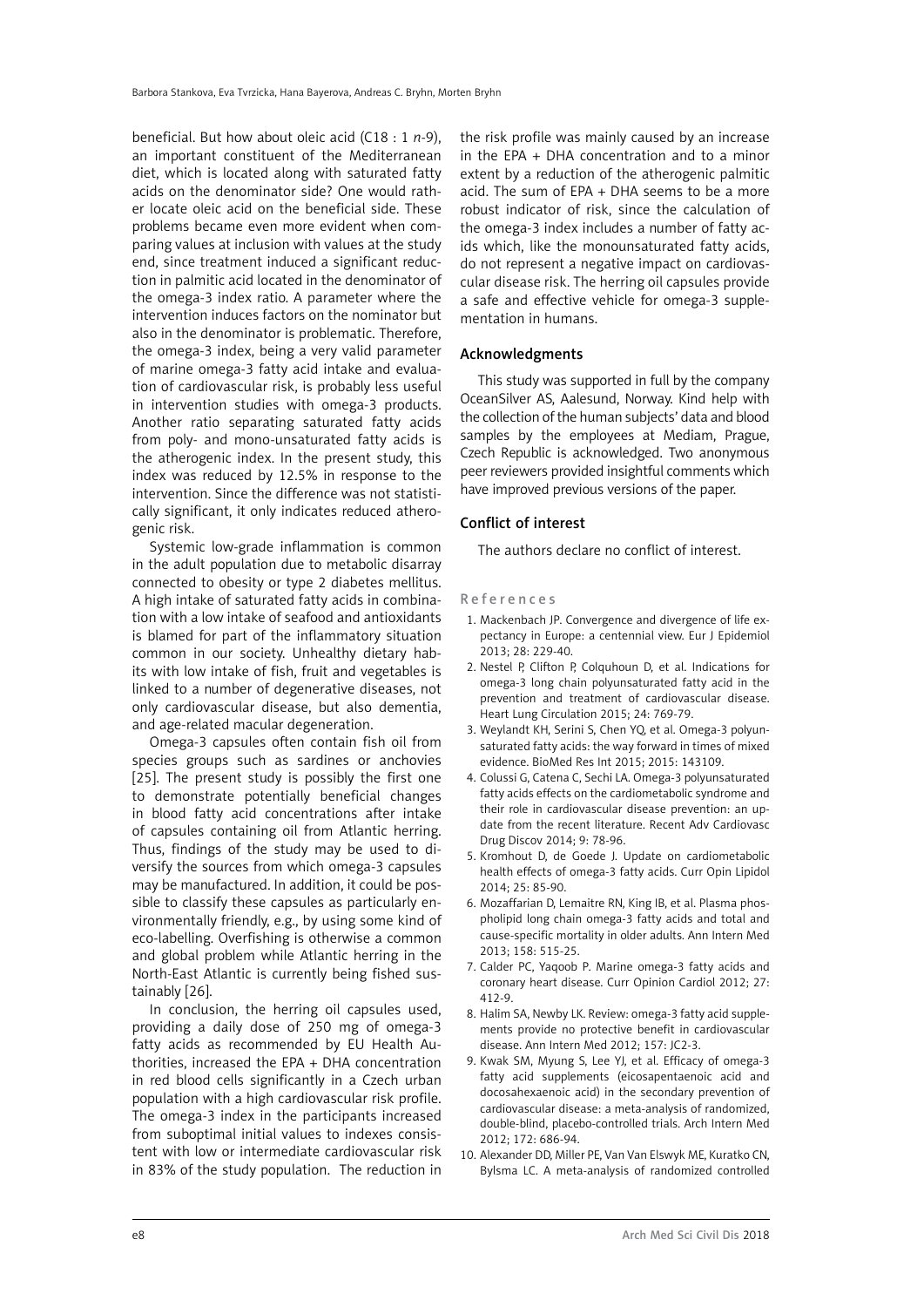beneficial. But how about oleic acid (C18 : 1 *n*-9), an important constituent of the Mediterranean diet, which is located along with saturated fatty acids on the denominator side? One would rather locate oleic acid on the beneficial side. These problems became even more evident when comparing values at inclusion with values at the study end, since treatment induced a significant reduction in palmitic acid located in the denominator of the omega-3 index ratio. A parameter where the intervention induces factors on the nominator but also in the denominator is problematic. Therefore, the omega-3 index, being a very valid parameter of marine omega-3 fatty acid intake and evaluation of cardiovascular risk, is probably less useful in intervention studies with omega-3 products. Another ratio separating saturated fatty acids from poly- and mono-unsaturated fatty acids is the atherogenic index. In the present study, this index was reduced by 12.5% in response to the intervention. Since the difference was not statistically significant, it only indicates reduced atherogenic risk.

Systemic low-grade inflammation is common in the adult population due to metabolic disarray connected to obesity or type 2 diabetes mellitus. A high intake of saturated fatty acids in combination with a low intake of seafood and antioxidants is blamed for part of the inflammatory situation common in our society. Unhealthy dietary habits with low intake of fish, fruit and vegetables is linked to a number of degenerative diseases, not only cardiovascular disease, but also dementia, and age-related macular degeneration.

Omega-3 capsules often contain fish oil from species groups such as sardines or anchovies [25]. The present study is possibly the first one to demonstrate potentially beneficial changes in blood fatty acid concentrations after intake of capsules containing oil from Atlantic herring. Thus, findings of the study may be used to diversify the sources from which omega-3 capsules may be manufactured. In addition, it could be possible to classify these capsules as particularly environmentally friendly, e.g., by using some kind of eco-labelling. Overfishing is otherwise a common and global problem while Atlantic herring in the North-East Atlantic is currently being fished sustainably [26].

In conclusion, the herring oil capsules used, providing a daily dose of 250 mg of omega-3 fatty acids as recommended by EU Health Authorities, increased the EPA + DHA concentration in red blood cells significantly in a Czech urban population with a high cardiovascular risk profile. The omega-3 index in the participants increased from suboptimal initial values to indexes consistent with low or intermediate cardiovascular risk in 83% of the study population. The reduction in the risk profile was mainly caused by an increase in the EPA + DHA concentration and to a minor extent by a reduction of the atherogenic palmitic acid. The sum of EPA + DHA seems to be a more robust indicator of risk, since the calculation of the omega-3 index includes a number of fatty acids which, like the monounsaturated fatty acids, do not represent a negative impact on cardiovascular disease risk. The herring oil capsules provide a safe and effective vehicle for omega-3 supplementation in humans.

## Acknowledgments

This study was supported in full by the company OceanSilver AS, Aalesund, Norway. Kind help with the collection of the human subjects' data and blood samples by the employees at Mediam, Prague, Czech Republic is acknowledged. Two anonymous peer reviewers provided insightful comments which have improved previous versions of the paper.

## Conflict of interest

The authors declare no conflict of interest.

## References

1. Mackenbach JP. Convergence and divergence of life expectancy in Europe: a centennial view. Eur J Epidemiol 2013; 28: 229-40.
2. Nestel P, Clifton P, Colquhoun D, et al. Indications for omega-3 long chain polyunsaturated fatty acid in the prevention and treatment of cardiovascular disease. Heart Lung Circulation 2015; 24: 769-79.
3. Weylandt KH, Serini S, Chen YQ, et al. Omega-3 polyunsaturated fatty acids: the way forward in times of mixed evidence. BioMed Res Int 2015; 2015: 143109.
4. Colussi G, Catena C, Sechi LA. Omega-3 polyunsaturated fatty acids effects on the cardiometabolic syndrome and their role in cardiovascular disease prevention: an update from the recent literature. Recent Adv Cardiovasc Drug Discov 2014; 9: 78-96.
5. Kromhout D, de Goede J. Update on cardiometabolic health effects of omega-3 fatty acids. Curr Opin Lipidol 2014; 25: 85-90.
6. Mozaffarian D, Lemaitre RN, King IB, et al. Plasma phospholipid long chain omega-3 fatty acids and total and cause-specific mortality in older adults. Ann Intern Med 2013; 158: 515-25.
7. Calder PC, Yaqoob P. Marine omega-3 fatty acids and coronary heart disease. Curr Opinion Cardiol 2012; 27: 412-9.
8. Halim SA, Newby LK. Review: omega-3 fatty acid supplements provide no protective benefit in cardiovascular disease. Ann Intern Med 2012; 157: JC2-3.
9. Kwak SM, Myung S, Lee YJ, et al. Efficacy of omega-3 fatty acid supplements (eicosapentaenoic acid and docosahexaenoic acid) in the secondary prevention of cardiovascular disease: a meta-analysis of randomized, double-blind, placebo-controlled trials. Arch Intern Med 2012; 172: 686-94.
10. Alexander DD, Miller PE, Van Van Elswyk ME, Kuratko CN, Bylsma LC. A meta-analysis of randomized controlled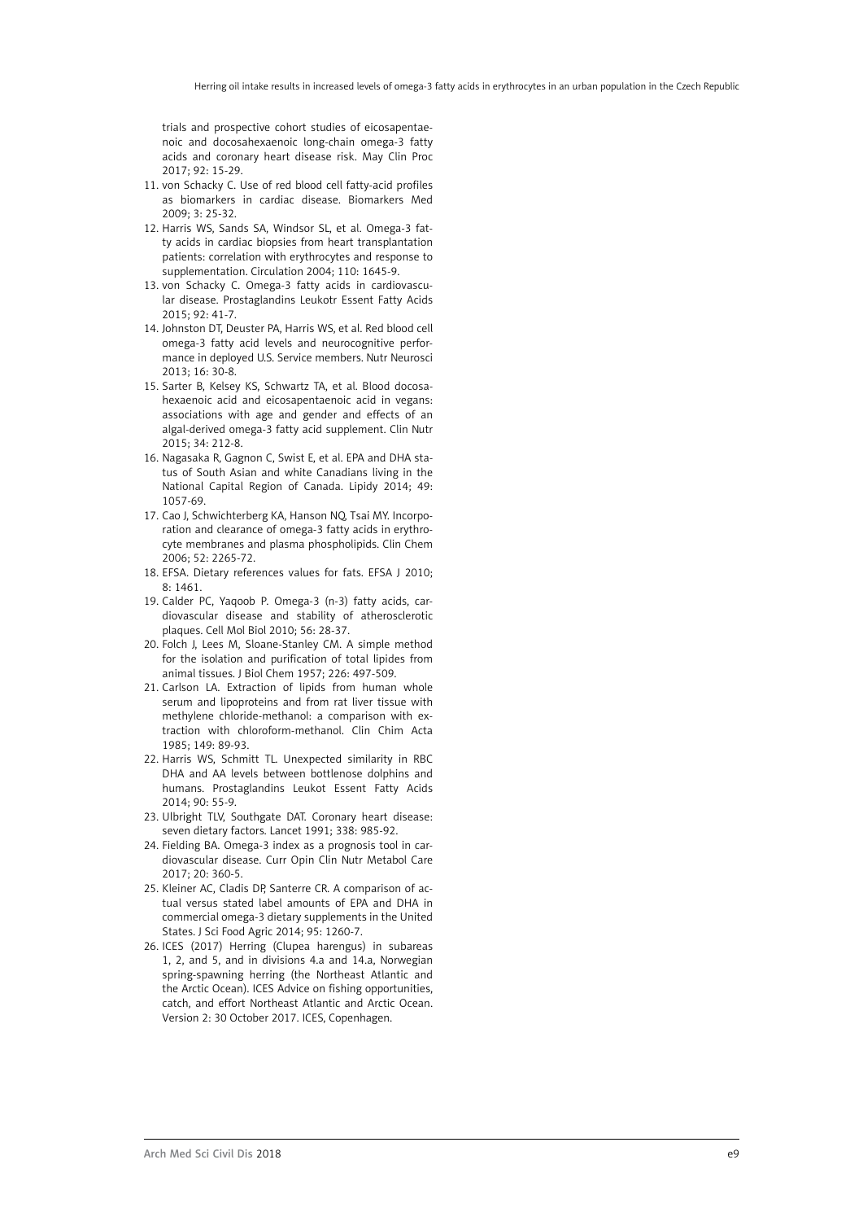trials and prospective cohort studies of eicosapentaenoic and docosahexaenoic long-chain omega-3 fatty acids and coronary heart disease risk. May Clin Proc 2017; 92: 15-29.

11. von Schacky C. Use of red blood cell fatty-acid profiles as biomarkers in cardiac disease. Biomarkers Med 2009; 3: 25-32.
12. Harris WS, Sands SA, Windsor SL, et al. Omega-3 fatty acids in cardiac biopsies from heart transplantation patients: correlation with erythrocytes and response to supplementation. Circulation 2004; 110: 1645-9.
13. von Schacky C. Omega-3 fatty acids in cardiovascular disease. Prostaglandins Leukotr Essent Fatty Acids 2015; 92: 41-7.
14. Johnston DT, Deuster PA, Harris WS, et al. Red blood cell omega-3 fatty acid levels and neurocognitive performance in deployed U.S. Service members. Nutr Neurosci 2013; 16: 30-8.
15. Sarter B, Kelsey KS, Schwartz TA, et al. Blood docosahexaenoic acid and eicosapentaenoic acid in vegans: associations with age and gender and effects of an algal-derived omega-3 fatty acid supplement. Clin Nutr 2015; 34: 212-8.
16. Nagasaka R, Gagnon C, Swist E, et al. EPA and DHA status of South Asian and white Canadians living in the National Capital Region of Canada. Lipidy 2014; 49: 1057-69.
17. Cao J, Schwichterberg KA, Hanson NQ, Tsai MY. Incorporation and clearance of omega-3 fatty acids in erythrocyte membranes and plasma phospholipids. Clin Chem 2006; 52: 2265-72.
18. EFSA. Dietary references values for fats. EFSA J 2010; 8: 1461.
19. Calder PC, Yaqoob P. Omega-3 (n-3) fatty acids, cardiovascular disease and stability of atherosclerotic plaques. Cell Mol Biol 2010; 56: 28-37.
20. Folch J, Lees M, Sloane-Stanley CM. A simple method for the isolation and purification of total lipides from animal tissues. J Biol Chem 1957; 226: 497-509.
21. Carlson LA. Extraction of lipids from human whole serum and lipoproteins and from rat liver tissue with methylene chloride-methanol: a comparison with extraction with chloroform-methanol. Clin Chim Acta 1985; 149: 89-93.
22. Harris WS, Schmitt TL. Unexpected similarity in RBC DHA and AA levels between bottlenose dolphins and humans. Prostaglandins Leukot Essent Fatty Acids 2014; 90: 55-9.
23. Ulbright TLV, Southgate DAT. Coronary heart disease: seven dietary factors. Lancet 1991; 338: 985-92.
24. Fielding BA. Omega-3 index as a prognosis tool in cardiovascular disease. Curr Opin Clin Nutr Metabol Care 2017; 20: 360-5.
25. Kleiner AC, Cladis DP, Santerre CR. A comparison of actual versus stated label amounts of EPA and DHA in commercial omega-3 dietary supplements in the United States. J Sci Food Agric 2014; 95: 1260-7.
26. ICES (2017) Herring (Clupea harengus) in subareas 1, 2, and 5, and in divisions 4.a and 14.a, Norwegian spring-spawning herring (the Northeast Atlantic and the Arctic Ocean). ICES Advice on fishing opportunities, catch, and effort Northeast Atlantic and Arctic Ocean. Version 2: 30 October 2017. ICES, Copenhagen.